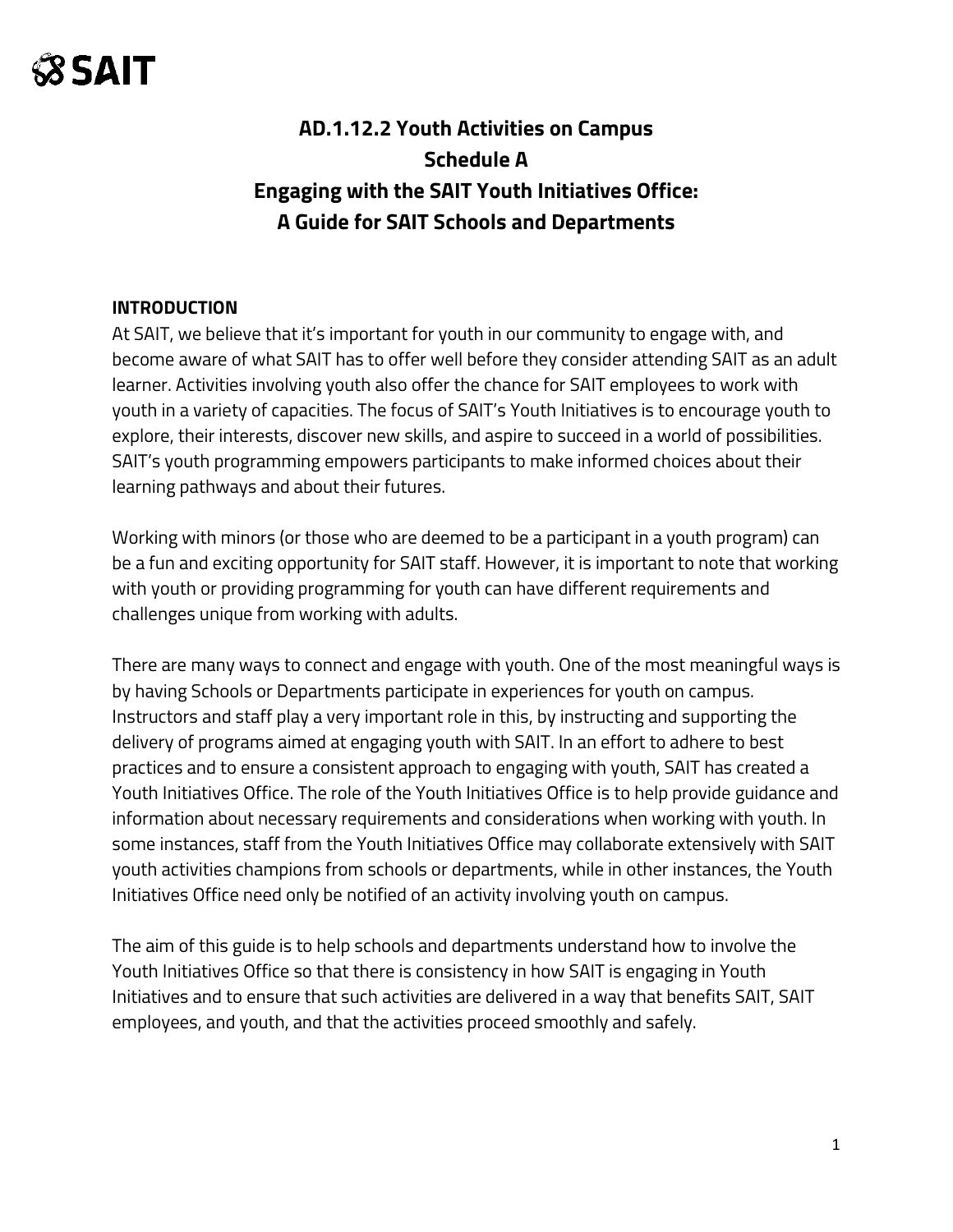# AD.1.12.2 Youth Activities on Campus
# Schedule A
# Engaging with the SAIT Youth Initiatives Office:
# A Guide for SAIT Schools and Departments

## INTRODUCTION

At SAIT, we believe that it's important for youth in our community to engage with, and become aware of what SAIT has to offer well before they consider attending SAIT as an adult learner. Activities involving youth also offer the chance for SAIT employees to work with youth in a variety of capacities. The focus of SAIT's Youth Initiatives is to encourage youth to explore, their interests, discover new skills, and aspire to succeed in a world of possibilities. SAIT's youth programming empowers participants to make informed choices about their learning pathways and about their futures.

Working with minors (or those who are deemed to be a participant in a youth program) can be a fun and exciting opportunity for SAIT staff. However, it is important to note that working with youth or providing programming for youth can have different requirements and challenges unique from working with adults.

There are many ways to connect and engage with youth. One of the most meaningful ways is by having Schools or Departments participate in experiences for youth on campus. Instructors and staff play a very important role in this, by instructing and supporting the delivery of programs aimed at engaging youth with SAIT. In an effort to adhere to best practices and to ensure a consistent approach to engaging with youth, SAIT has created a Youth Initiatives Office. The role of the Youth Initiatives Office is to help provide guidance and information about necessary requirements and considerations when working with youth. In some instances, staff from the Youth Initiatives Office may collaborate extensively with SAIT youth activities champions from schools or departments, while in other instances, the Youth Initiatives Office need only be notified of an activity involving youth on campus.

The aim of this guide is to help schools and departments understand how to involve the Youth Initiatives Office so that there is consistency in how SAIT is engaging in Youth Initiatives and to ensure that such activities are delivered in a way that benefits SAIT, SAIT employees, and youth, and that the activities proceed smoothly and safely.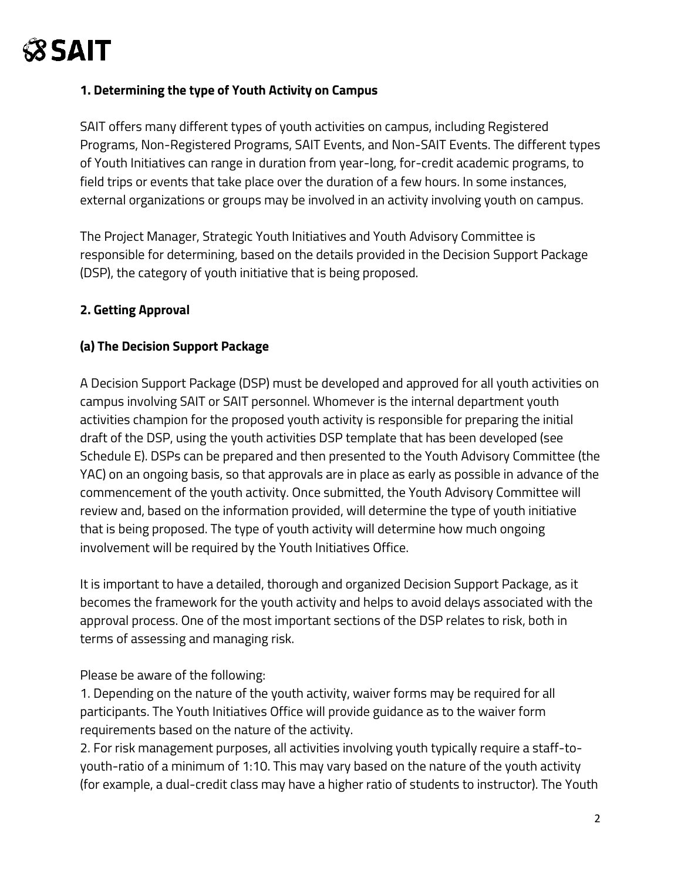**1. Determining the type of Youth Activity on Campus**

SAIT offers many different types of youth activities on campus, including Registered Programs, Non-Registered Programs, SAIT Events, and Non-SAIT Events. The different types of Youth Initiatives can range in duration from year-long, for-credit academic programs, to field trips or events that take place over the duration of a few hours. In some instances, external organizations or groups may be involved in an activity involving youth on campus.

The Project Manager, Strategic Youth Initiatives and Youth Advisory Committee is responsible for determining, based on the details provided in the Decision Support Package (DSP), the category of youth initiative that is being proposed.

**2. Getting Approval**

**(a) The Decision Support Package**

A Decision Support Package (DSP) must be developed and approved for all youth activities on campus involving SAIT or SAIT personnel. Whomever is the internal department youth activities champion for the proposed youth activity is responsible for preparing the initial draft of the DSP, using the youth activities DSP template that has been developed (see Schedule E). DSPs can be prepared and then presented to the Youth Advisory Committee (the YAC) on an ongoing basis, so that approvals are in place as early as possible in advance of the commencement of the youth activity. Once submitted, the Youth Advisory Committee will review and, based on the information provided, will determine the type of youth initiative that is being proposed. The type of youth activity will determine how much ongoing involvement will be required by the Youth Initiatives Office.

It is important to have a detailed, thorough and organized Decision Support Package, as it becomes the framework for the youth activity and helps to avoid delays associated with the approval process. One of the most important sections of the DSP relates to risk, both in terms of assessing and managing risk.

Please be aware of the following:

1. Depending on the nature of the youth activity, waiver forms may be required for all participants. The Youth Initiatives Office will provide guidance as to the waiver form requirements based on the nature of the activity.
2. For risk management purposes, all activities involving youth typically require a staff-to-youth-ratio of a minimum of 1:10. This may vary based on the nature of the youth activity (for example, a dual-credit class may have a higher ratio of students to instructor). The Youth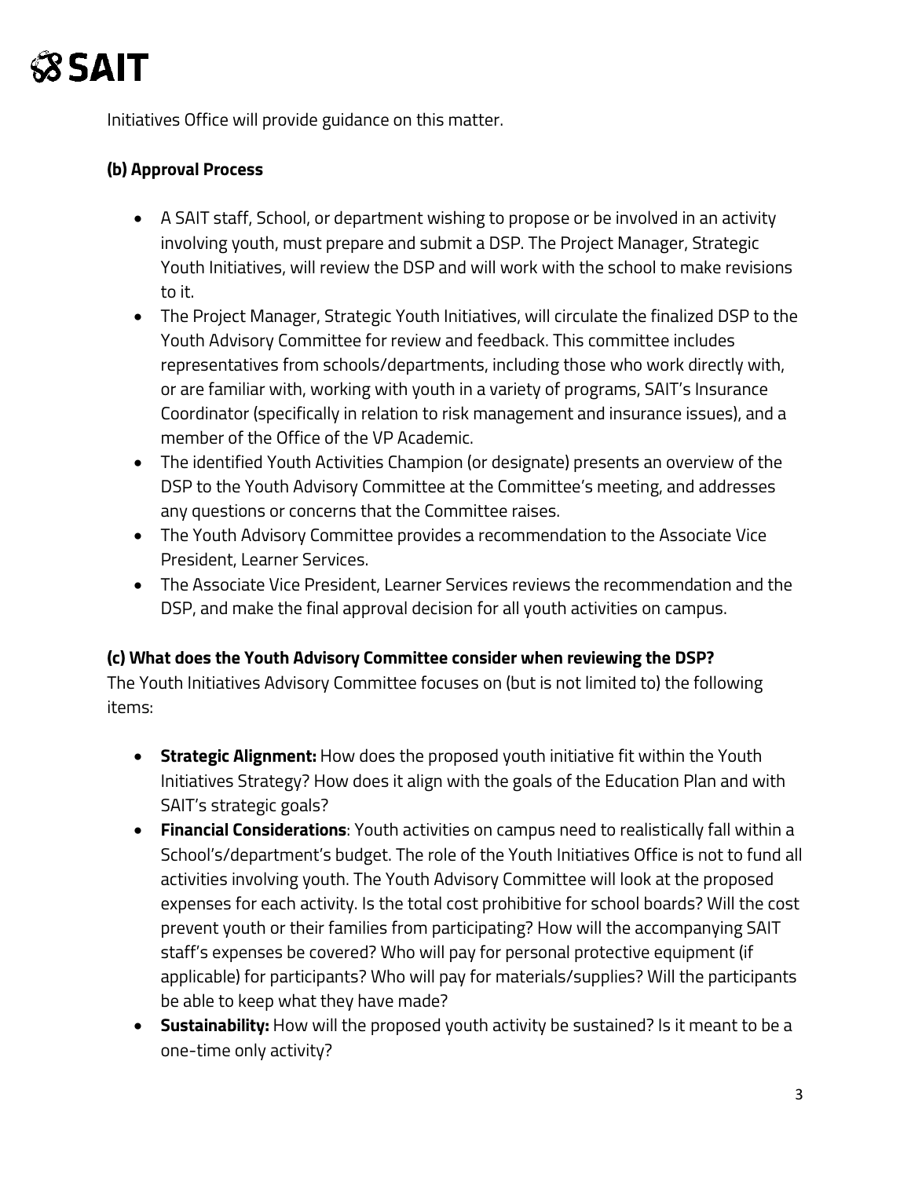Initiatives Office will provide guidance on this matter.

**(b) Approval Process**

- A SAIT staff, School, or department wishing to propose or be involved in an activity involving youth, must prepare and submit a DSP. The Project Manager, Strategic Youth Initiatives, will review the DSP and will work with the school to make revisions to it.
- The Project Manager, Strategic Youth Initiatives, will circulate the finalized DSP to the Youth Advisory Committee for review and feedback. This committee includes representatives from schools/departments, including those who work directly with, or are familiar with, working with youth in a variety of programs, SAIT's Insurance Coordinator (specifically in relation to risk management and insurance issues), and a member of the Office of the VP Academic.
- The identified Youth Activities Champion (or designate) presents an overview of the DSP to the Youth Advisory Committee at the Committee's meeting, and addresses any questions or concerns that the Committee raises.
- The Youth Advisory Committee provides a recommendation to the Associate Vice President, Learner Services.
- The Associate Vice President, Learner Services reviews the recommendation and the DSP, and make the final approval decision for all youth activities on campus.

**(c) What does the Youth Advisory Committee consider when reviewing the DSP?**

The Youth Initiatives Advisory Committee focuses on (but is not limited to) the following items:

- **Strategic Alignment:** How does the proposed youth initiative fit within the Youth Initiatives Strategy? How does it align with the goals of the Education Plan and with SAIT's strategic goals?
- **Financial Considerations**: Youth activities on campus need to realistically fall within a School's/department's budget. The role of the Youth Initiatives Office is not to fund all activities involving youth. The Youth Advisory Committee will look at the proposed expenses for each activity. Is the total cost prohibitive for school boards? Will the cost prevent youth or their families from participating? How will the accompanying SAIT staff's expenses be covered? Who will pay for personal protective equipment (if applicable) for participants? Who will pay for materials/supplies? Will the participants be able to keep what they have made?
- **Sustainability:** How will the proposed youth activity be sustained? Is it meant to be a one-time only activity?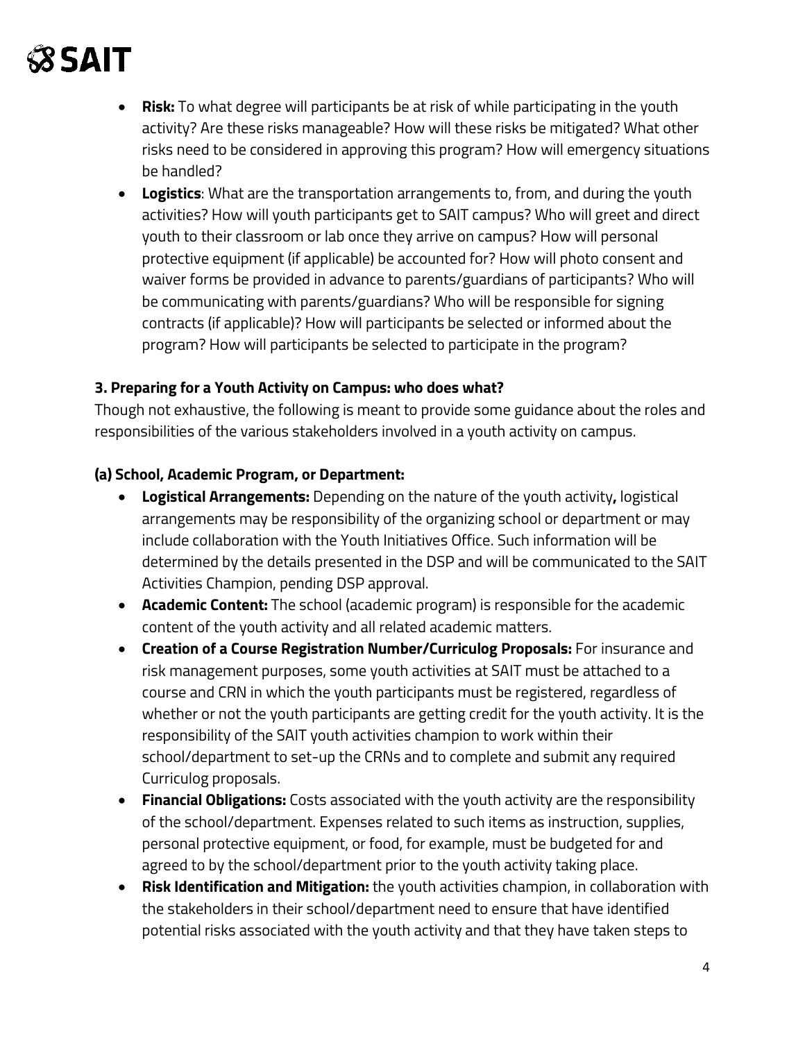- **Risk:** To what degree will participants be at risk of while participating in the youth activity? Are these risks manageable? How will these risks be mitigated? What other risks need to be considered in approving this program? How will emergency situations be handled?
- **Logistics**: What are the transportation arrangements to, from, and during the youth activities? How will youth participants get to SAIT campus? Who will greet and direct youth to their classroom or lab once they arrive on campus? How will personal protective equipment (if applicable) be accounted for? How will photo consent and waiver forms be provided in advance to parents/guardians of participants? Who will be communicating with parents/guardians? Who will be responsible for signing contracts (if applicable)? How will participants be selected or informed about the program? How will participants be selected to participate in the program?

### 3. Preparing for a Youth Activity on Campus: who does what?

Though not exhaustive, the following is meant to provide some guidance about the roles and responsibilities of the various stakeholders involved in a youth activity on campus.

#### (a) School, Academic Program, or Department:

- **Logistical Arrangements:** Depending on the nature of the youth activity**,** logistical arrangements may be responsibility of the organizing school or department or may include collaboration with the Youth Initiatives Office. Such information will be determined by the details presented in the DSP and will be communicated to the SAIT Activities Champion, pending DSP approval.
- **Academic Content:** The school (academic program) is responsible for the academic content of the youth activity and all related academic matters.
- **Creation of a Course Registration Number/Curriculog Proposals:** For insurance and risk management purposes, some youth activities at SAIT must be attached to a course and CRN in which the youth participants must be registered, regardless of whether or not the youth participants are getting credit for the youth activity. It is the responsibility of the SAIT youth activities champion to work within their school/department to set-up the CRNs and to complete and submit any required Curriculog proposals.
- **Financial Obligations:** Costs associated with the youth activity are the responsibility of the school/department. Expenses related to such items as instruction, supplies, personal protective equipment, or food, for example, must be budgeted for and agreed to by the school/department prior to the youth activity taking place.
- **Risk Identification and Mitigation:** the youth activities champion, in collaboration with the stakeholders in their school/department need to ensure that have identified potential risks associated with the youth activity and that they have taken steps to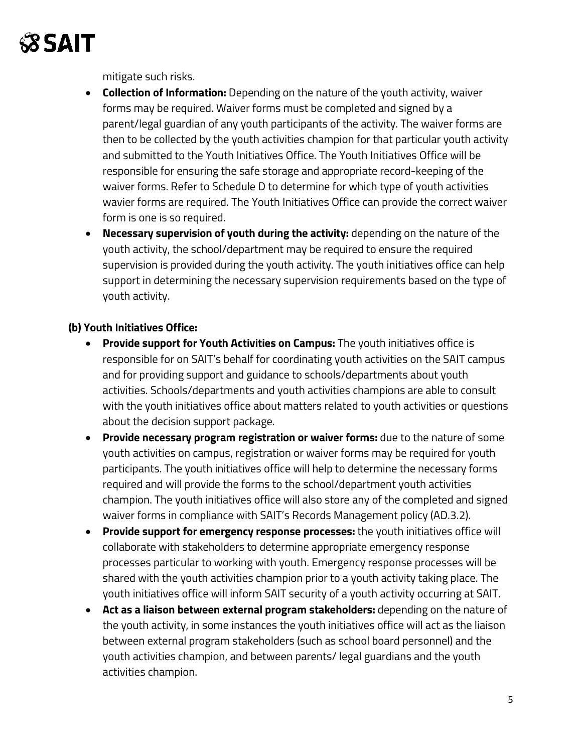mitigate such risks.

- **Collection of Information:** Depending on the nature of the youth activity, waiver forms may be required. Waiver forms must be completed and signed by a parent/legal guardian of any youth participants of the activity. The waiver forms are then to be collected by the youth activities champion for that particular youth activity and submitted to the Youth Initiatives Office. The Youth Initiatives Office will be responsible for ensuring the safe storage and appropriate record-keeping of the waiver forms. Refer to Schedule D to determine for which type of youth activities wavier forms are required. The Youth Initiatives Office can provide the correct waiver form is one is so required.
- **Necessary supervision of youth during the activity:** depending on the nature of the youth activity, the school/department may be required to ensure the required supervision is provided during the youth activity. The youth initiatives office can help support in determining the necessary supervision requirements based on the type of youth activity.

**(b) Youth Initiatives Office:**

- **Provide support for Youth Activities on Campus:** The youth initiatives office is responsible for on SAIT's behalf for coordinating youth activities on the SAIT campus and for providing support and guidance to schools/departments about youth activities. Schools/departments and youth activities champions are able to consult with the youth initiatives office about matters related to youth activities or questions about the decision support package.
- **Provide necessary program registration or waiver forms:** due to the nature of some youth activities on campus, registration or waiver forms may be required for youth participants. The youth initiatives office will help to determine the necessary forms required and will provide the forms to the school/department youth activities champion. The youth initiatives office will also store any of the completed and signed waiver forms in compliance with SAIT's Records Management policy (AD.3.2).
- **Provide support for emergency response processes:** the youth initiatives office will collaborate with stakeholders to determine appropriate emergency response processes particular to working with youth. Emergency response processes will be shared with the youth activities champion prior to a youth activity taking place. The youth initiatives office will inform SAIT security of a youth activity occurring at SAIT.
- **Act as a liaison between external program stakeholders:** depending on the nature of the youth activity, in some instances the youth initiatives office will act as the liaison between external program stakeholders (such as school board personnel) and the youth activities champion, and between parents/ legal guardians and the youth activities champion.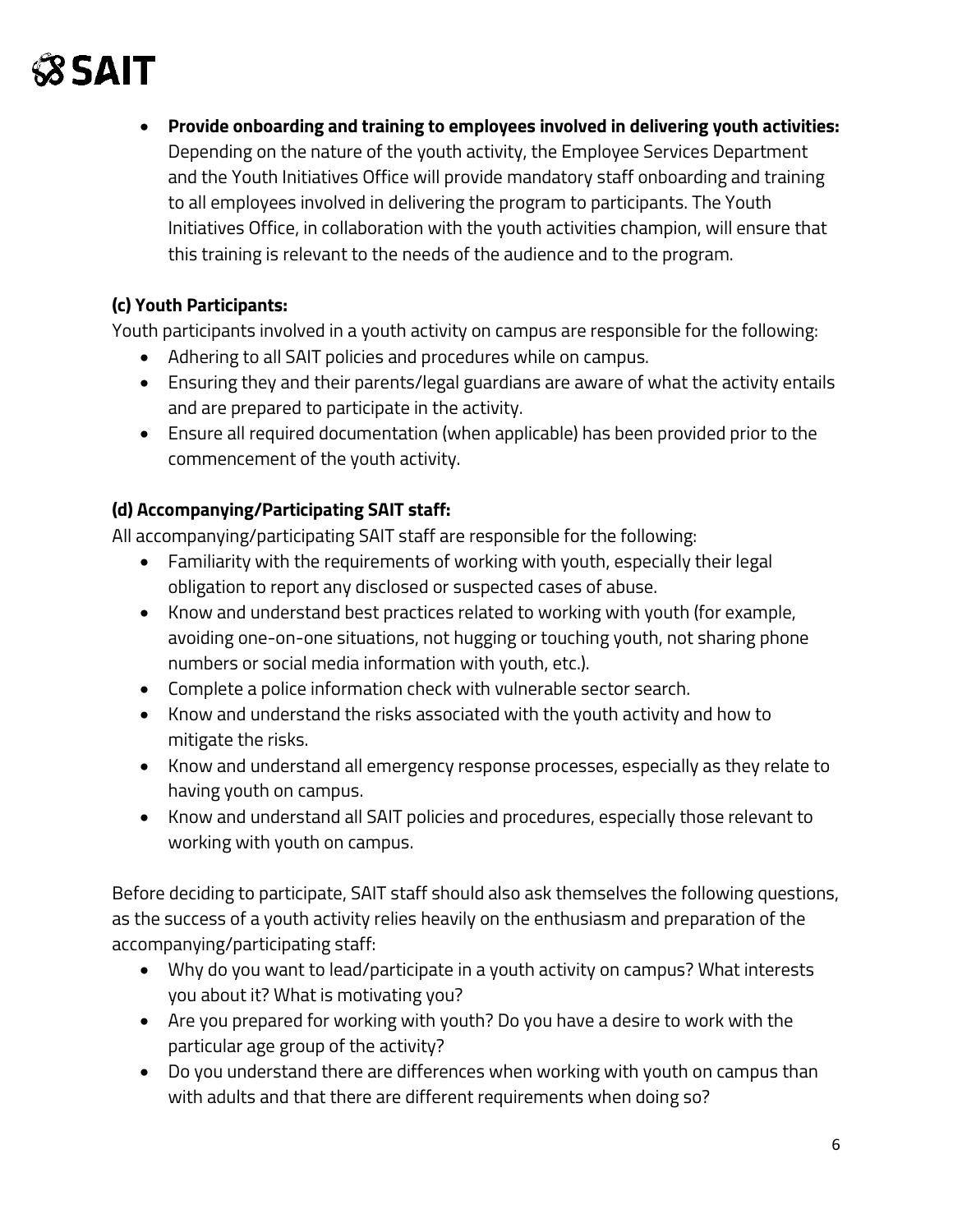- **Provide onboarding and training to employees involved in delivering youth activities:** Depending on the nature of the youth activity, the Employee Services Department and the Youth Initiatives Office will provide mandatory staff onboarding and training to all employees involved in delivering the program to participants. The Youth Initiatives Office, in collaboration with the youth activities champion, will ensure that this training is relevant to the needs of the audience and to the program.

**(c) Youth Participants:**

Youth participants involved in a youth activity on campus are responsible for the following:

- Adhering to all SAIT policies and procedures while on campus.
- Ensuring they and their parents/legal guardians are aware of what the activity entails and are prepared to participate in the activity.
- Ensure all required documentation (when applicable) has been provided prior to the commencement of the youth activity.

**(d) Accompanying/Participating SAIT staff:**

All accompanying/participating SAIT staff are responsible for the following:

- Familiarity with the requirements of working with youth, especially their legal obligation to report any disclosed or suspected cases of abuse.
- Know and understand best practices related to working with youth (for example, avoiding one-on-one situations, not hugging or touching youth, not sharing phone numbers or social media information with youth, etc.).
- Complete a police information check with vulnerable sector search.
- Know and understand the risks associated with the youth activity and how to mitigate the risks.
- Know and understand all emergency response processes, especially as they relate to having youth on campus.
- Know and understand all SAIT policies and procedures, especially those relevant to working with youth on campus.

Before deciding to participate, SAIT staff should also ask themselves the following questions, as the success of a youth activity relies heavily on the enthusiasm and preparation of the accompanying/participating staff:

- Why do you want to lead/participate in a youth activity on campus? What interests you about it? What is motivating you?
- Are you prepared for working with youth? Do you have a desire to work with the particular age group of the activity?
- Do you understand there are differences when working with youth on campus than with adults and that there are different requirements when doing so?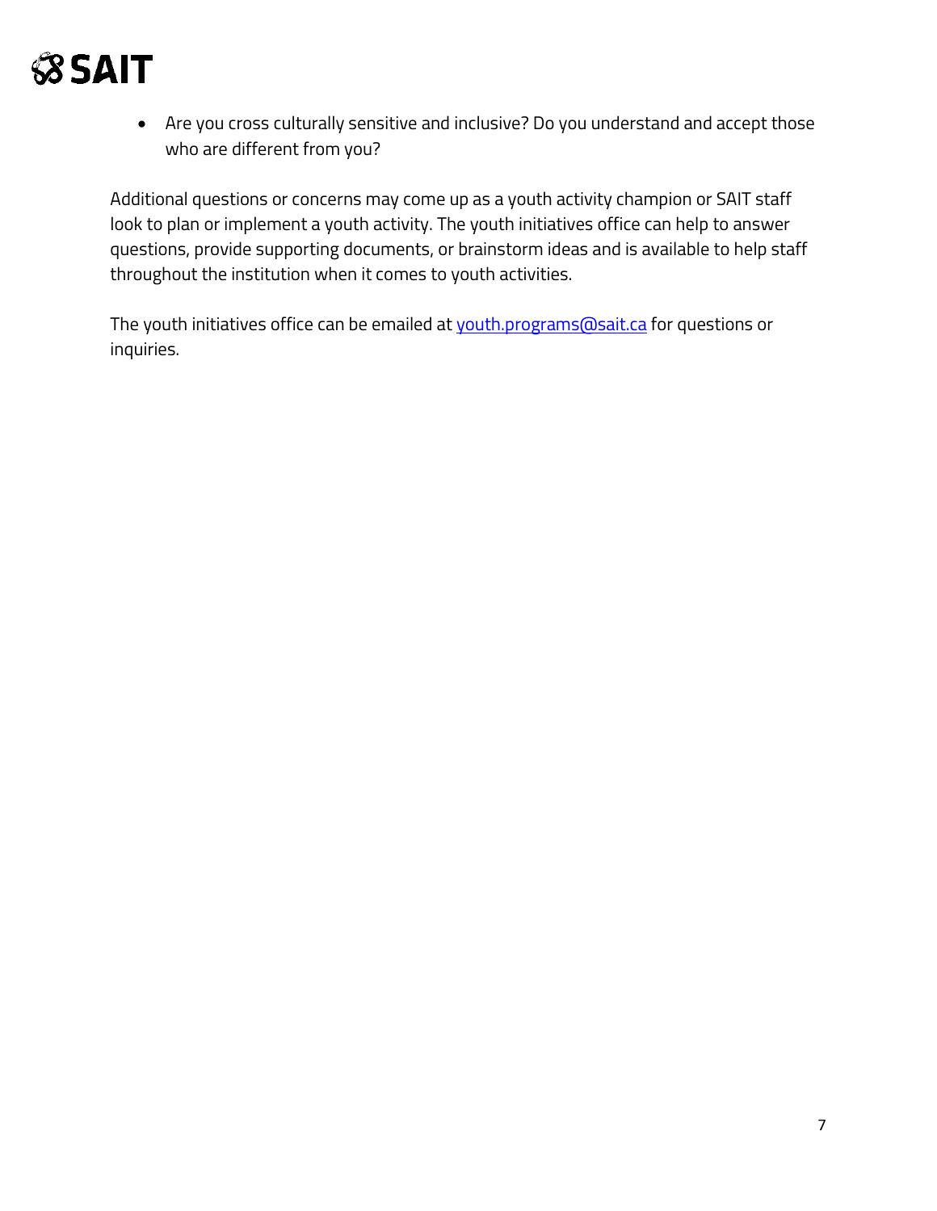- Are you cross culturally sensitive and inclusive? Do you understand and accept those who are different from you?

Additional questions or concerns may come up as a youth activity champion or SAIT staff look to plan or implement a youth activity. The youth initiatives office can help to answer questions, provide supporting documents, or brainstorm ideas and is available to help staff throughout the institution when it comes to youth activities.

The youth initiatives office can be emailed at youth.programs@sait.ca for questions or inquiries.